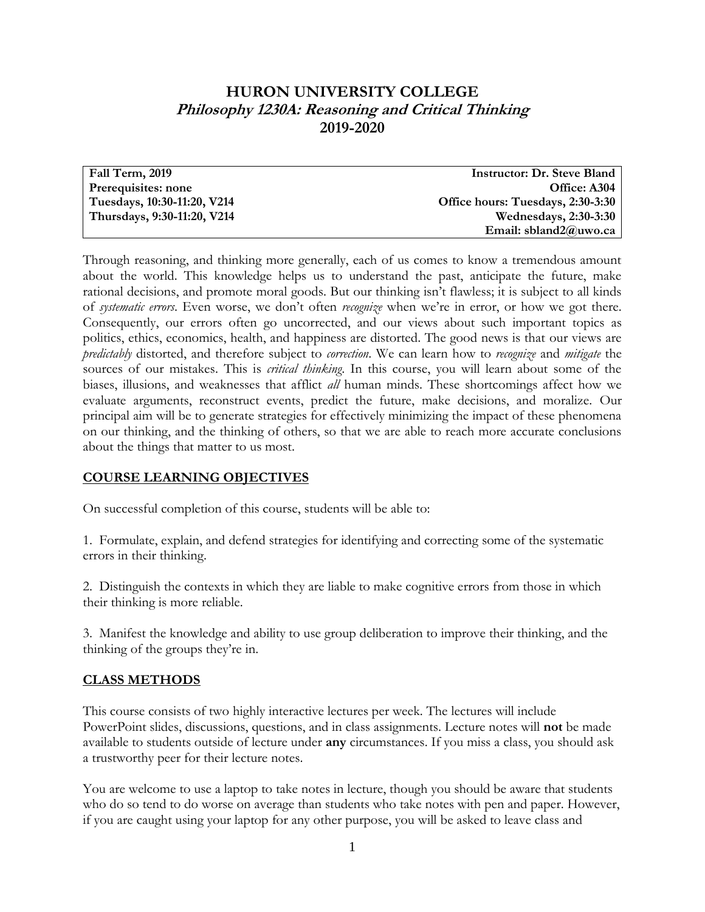# HURON UNIVERSITY COLLEGE
## *Philosophy 1230A: Reasoning and Critical Thinking*
## 2019-2020

| **Fall Term, 2019** | **Instructor: Dr. Steve Bland** |
|---|---|
| **Prerequisites: none** | **Office: A304** |
| **Tuesdays, 10:30-11:20, V214** | **Office hours: Tuesdays, 2:30-3:30** |
| **Thursdays, 9:30-11:20, V214** | **Wednesdays, 2:30-3:30** |
| | **Email: sbland2@uwo.ca** |

Through reasoning, and thinking more generally, each of us comes to know a tremendous amount about the world. This knowledge helps us to understand the past, anticipate the future, make rational decisions, and promote moral goods. But our thinking isn't flawless; it is subject to all kinds of *systematic errors*. Even worse, we don't often *recognize* when we're in error, or how we got there. Consequently, our errors often go uncorrected, and our views about such important topics as politics, ethics, economics, health, and happiness are distorted. The good news is that our views are *predictably* distorted, and therefore subject to *correction*. We can learn how to *recognize* and *mitigate* the sources of our mistakes. This is *critical thinking*. In this course, you will learn about some of the biases, illusions, and weaknesses that afflict *all* human minds. These shortcomings affect how we evaluate arguments, reconstruct events, predict the future, make decisions, and moralize. Our principal aim will be to generate strategies for effectively minimizing the impact of these phenomena on our thinking, and the thinking of others, so that we are able to reach more accurate conclusions about the things that matter to us most.

## COURSE LEARNING OBJECTIVES

On successful completion of this course, students will be able to:

1. Formulate, explain, and defend strategies for identifying and correcting some of the systematic errors in their thinking.

2. Distinguish the contexts in which they are liable to make cognitive errors from those in which their thinking is more reliable.

3. Manifest the knowledge and ability to use group deliberation to improve their thinking, and the thinking of the groups they're in.

## CLASS METHODS

This course consists of two highly interactive lectures per week. The lectures will include PowerPoint slides, discussions, questions, and in class assignments. Lecture notes will **not** be made available to students outside of lecture under **any** circumstances. If you miss a class, you should ask a trustworthy peer for their lecture notes.

You are welcome to use a laptop to take notes in lecture, though you should be aware that students who do so tend to do worse on average than students who take notes with pen and paper. However, if you are caught using your laptop for any other purpose, you will be asked to leave class and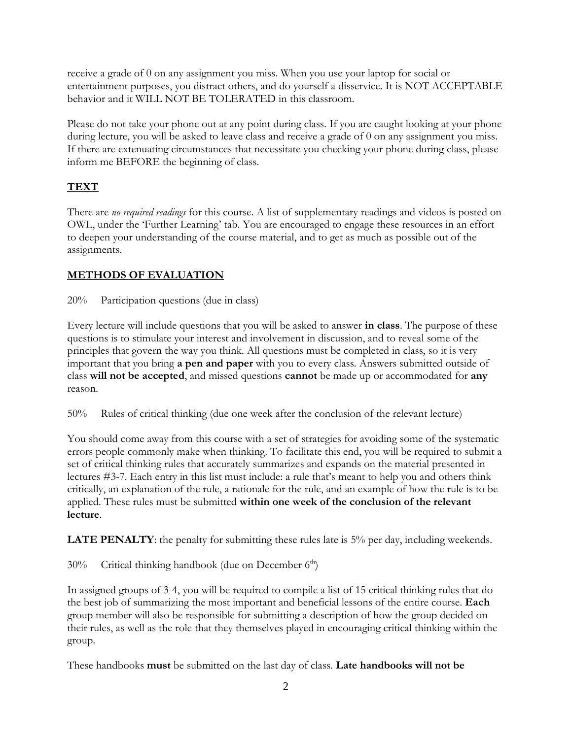receive a grade of 0 on any assignment you miss. When you use your laptop for social or entertainment purposes, you distract others, and do yourself a disservice. It is NOT ACCEPTABLE behavior and it WILL NOT BE TOLERATED in this classroom.

Please do not take your phone out at any point during class. If you are caught looking at your phone during lecture, you will be asked to leave class and receive a grade of 0 on any assignment you miss. If there are extenuating circumstances that necessitate you checking your phone during class, please inform me BEFORE the beginning of class.

## TEXT

There are *no required readings* for this course. A list of supplementary readings and videos is posted on OWL, under the 'Further Learning' tab. You are encouraged to engage these resources in an effort to deepen your understanding of the course material, and to get as much as possible out of the assignments.

## METHODS OF EVALUATION

20% Participation questions (due in class)

Every lecture will include questions that you will be asked to answer **in class**. The purpose of these questions is to stimulate your interest and involvement in discussion, and to reveal some of the principles that govern the way you think. All questions must be completed in class, so it is very important that you bring **a pen and paper** with you to every class. Answers submitted outside of class **will not be accepted**, and missed questions **cannot** be made up or accommodated for **any** reason.

50% Rules of critical thinking (due one week after the conclusion of the relevant lecture)

You should come away from this course with a set of strategies for avoiding some of the systematic errors people commonly make when thinking. To facilitate this end, you will be required to submit a set of critical thinking rules that accurately summarizes and expands on the material presented in lectures #3-7. Each entry in this list must include: a rule that's meant to help you and others think critically, an explanation of the rule, a rationale for the rule, and an example of how the rule is to be applied. These rules must be submitted **within one week of the conclusion of the relevant lecture**.

**LATE PENALTY**: the penalty for submitting these rules late is 5% per day, including weekends.

30% Critical thinking handbook (due on December 6th)

In assigned groups of 3-4, you will be required to compile a list of 15 critical thinking rules that do the best job of summarizing the most important and beneficial lessons of the entire course. **Each** group member will also be responsible for submitting a description of how the group decided on their rules, as well as the role that they themselves played in encouraging critical thinking within the group.

These handbooks **must** be submitted on the last day of class. **Late handbooks will not be**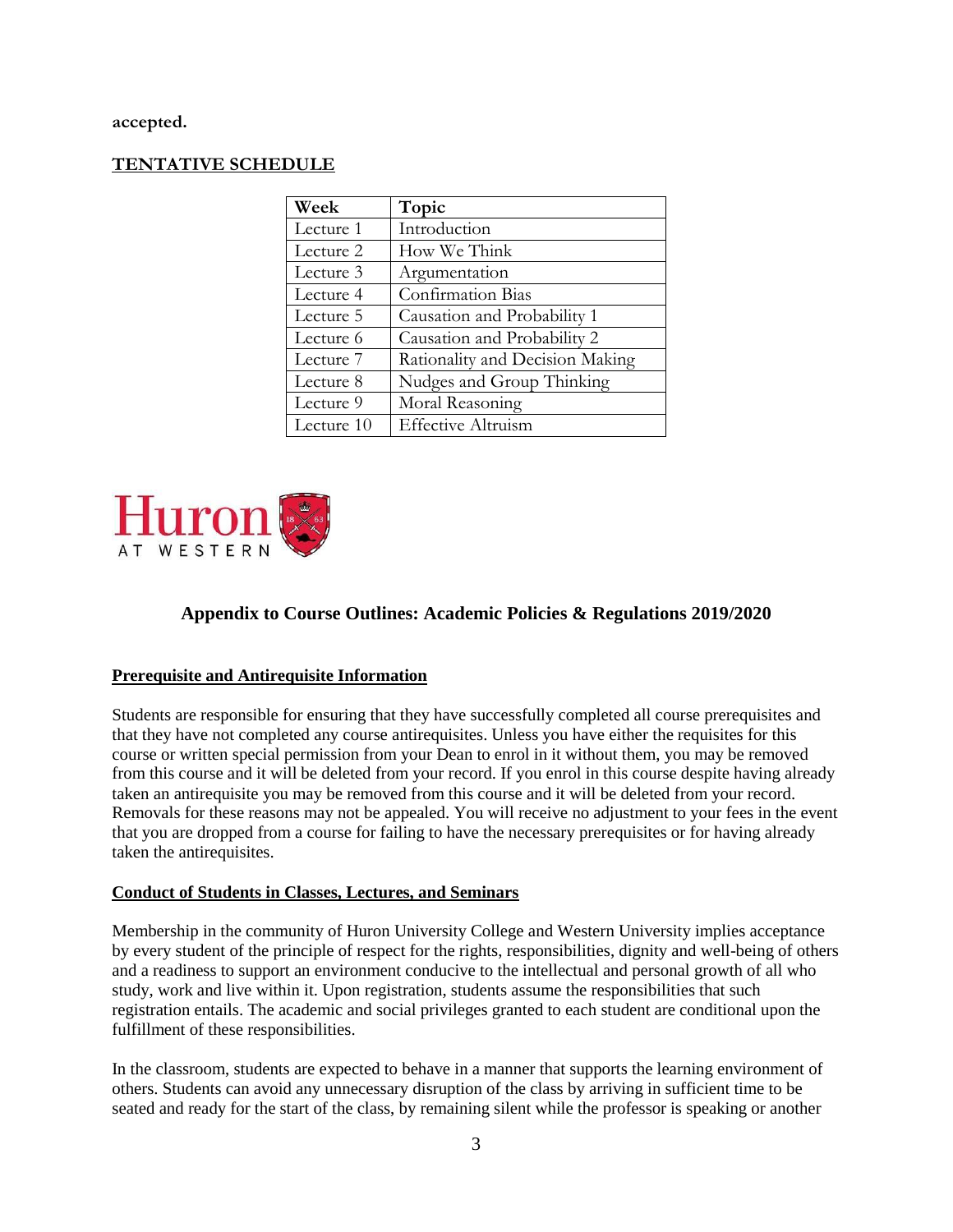**accepted.**

## TENTATIVE SCHEDULE

| Week | Topic |
|---|---|
| Lecture 1 | Introduction |
| Lecture 2 | How We Think |
| Lecture 3 | Argumentation |
| Lecture 4 | Confirmation Bias |
| Lecture 5 | Causation and Probability 1 |
| Lecture 6 | Causation and Probability 2 |
| Lecture 7 | Rationality and Decision Making |
| Lecture 8 | Nudges and Group Thinking |
| Lecture 9 | Moral Reasoning |
| Lecture 10 | Effective Altruism |

Huron AT WESTERN

# Appendix to Course Outlines: Academic Policies & Regulations 2019/2020

## Prerequisite and Antirequisite Information

Students are responsible for ensuring that they have successfully completed all course prerequisites and that they have not completed any course antirequisites. Unless you have either the requisites for this course or written special permission from your Dean to enrol in it without them, you may be removed from this course and it will be deleted from your record. If you enrol in this course despite having already taken an antirequisite you may be removed from this course and it will be deleted from your record. Removals for these reasons may not be appealed. You will receive no adjustment to your fees in the event that you are dropped from a course for failing to have the necessary prerequisites or for having already taken the antirequisites.

## Conduct of Students in Classes, Lectures, and Seminars

Membership in the community of Huron University College and Western University implies acceptance by every student of the principle of respect for the rights, responsibilities, dignity and well-being of others and a readiness to support an environment conducive to the intellectual and personal growth of all who study, work and live within it. Upon registration, students assume the responsibilities that such registration entails. The academic and social privileges granted to each student are conditional upon the fulfillment of these responsibilities.

In the classroom, students are expected to behave in a manner that supports the learning environment of others. Students can avoid any unnecessary disruption of the class by arriving in sufficient time to be seated and ready for the start of the class, by remaining silent while the professor is speaking or another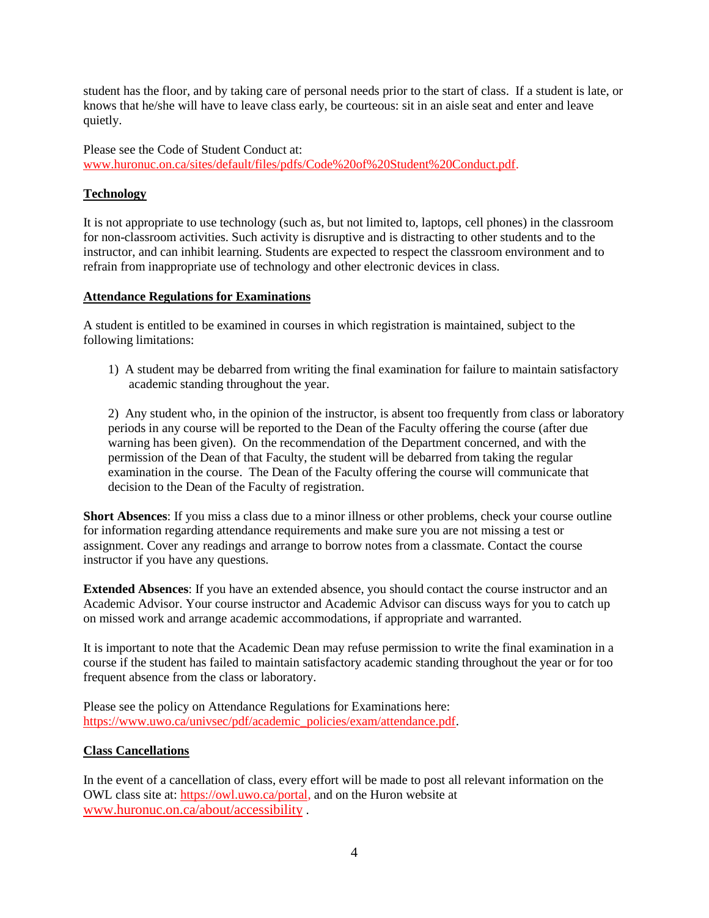student has the floor, and by taking care of personal needs prior to the start of class. If a student is late, or knows that he/she will have to leave class early, be courteous: sit in an aisle seat and enter and leave quietly.

Please see the Code of Student Conduct at: www.huronuc.on.ca/sites/default/files/pdfs/Code%20of%20Student%20Conduct.pdf.

## Technology

It is not appropriate to use technology (such as, but not limited to, laptops, cell phones) in the classroom for non-classroom activities. Such activity is disruptive and is distracting to other students and to the instructor, and can inhibit learning. Students are expected to respect the classroom environment and to refrain from inappropriate use of technology and other electronic devices in class.

## Attendance Regulations for Examinations

A student is entitled to be examined in courses in which registration is maintained, subject to the following limitations:

1) A student may be debarred from writing the final examination for failure to maintain satisfactory academic standing throughout the year.

2) Any student who, in the opinion of the instructor, is absent too frequently from class or laboratory periods in any course will be reported to the Dean of the Faculty offering the course (after due warning has been given). On the recommendation of the Department concerned, and with the permission of the Dean of that Faculty, the student will be debarred from taking the regular examination in the course. The Dean of the Faculty offering the course will communicate that decision to the Dean of the Faculty of registration.

**Short Absences**: If you miss a class due to a minor illness or other problems, check your course outline for information regarding attendance requirements and make sure you are not missing a test or assignment. Cover any readings and arrange to borrow notes from a classmate. Contact the course instructor if you have any questions.

**Extended Absences**: If you have an extended absence, you should contact the course instructor and an Academic Advisor. Your course instructor and Academic Advisor can discuss ways for you to catch up on missed work and arrange academic accommodations, if appropriate and warranted.

It is important to note that the Academic Dean may refuse permission to write the final examination in a course if the student has failed to maintain satisfactory academic standing throughout the year or for too frequent absence from the class or laboratory.

Please see the policy on Attendance Regulations for Examinations here: https://www.uwo.ca/univsec/pdf/academic_policies/exam/attendance.pdf.

## Class Cancellations

In the event of a cancellation of class, every effort will be made to post all relevant information on the OWL class site at: https://owl.uwo.ca/portal, and on the Huron website at www.huronuc.on.ca/about/accessibility .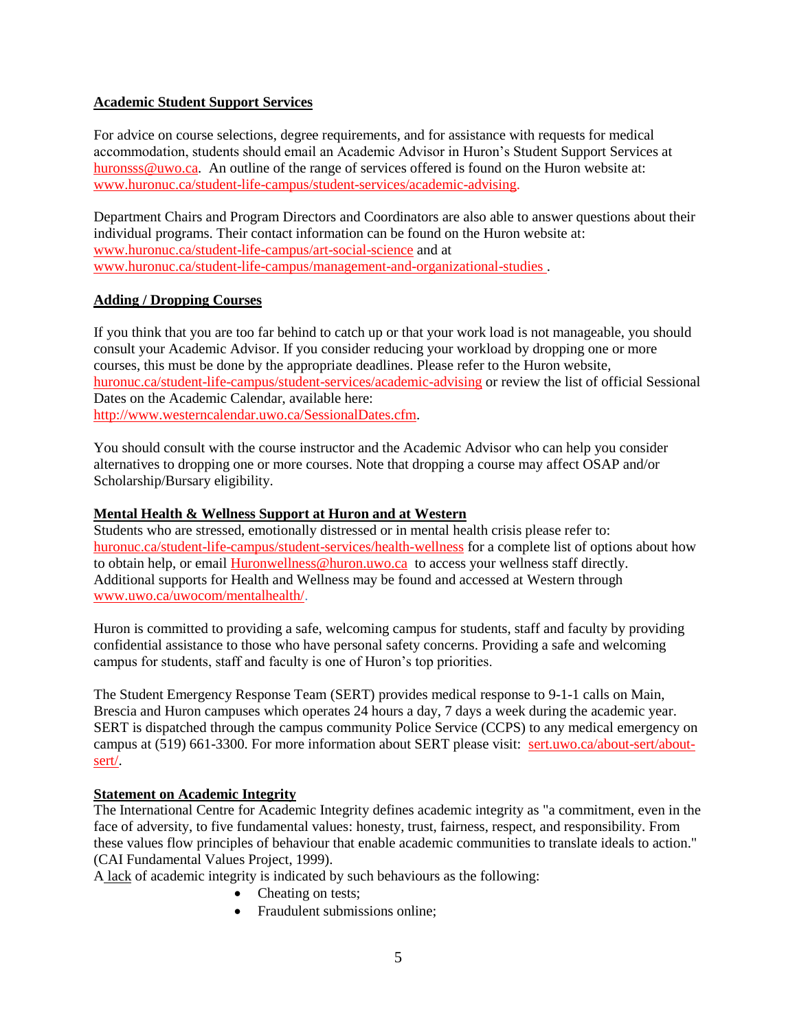**Academic Student Support Services**

For advice on course selections, degree requirements, and for assistance with requests for medical accommodation, students should email an Academic Advisor in Huron's Student Support Services at huronsss@uwo.ca. An outline of the range of services offered is found on the Huron website at: www.huronuc.ca/student-life-campus/student-services/academic-advising.

Department Chairs and Program Directors and Coordinators are also able to answer questions about their individual programs. Their contact information can be found on the Huron website at: www.huronuc.ca/student-life-campus/art-social-science and at www.huronuc.ca/student-life-campus/management-and-organizational-studies .

**Adding / Dropping Courses**

If you think that you are too far behind to catch up or that your work load is not manageable, you should consult your Academic Advisor. If you consider reducing your workload by dropping one or more courses, this must be done by the appropriate deadlines. Please refer to the Huron website, huronuc.ca/student-life-campus/student-services/academic-advising or review the list of official Sessional Dates on the Academic Calendar, available here: http://www.westerncalendar.uwo.ca/SessionalDates.cfm.

You should consult with the course instructor and the Academic Advisor who can help you consider alternatives to dropping one or more courses. Note that dropping a course may affect OSAP and/or Scholarship/Bursary eligibility.

**Mental Health & Wellness Support at Huron and at Western**

Students who are stressed, emotionally distressed or in mental health crisis please refer to: huronuc.ca/student-life-campus/student-services/health-wellness for a complete list of options about how to obtain help, or email Huronwellness@huron.uwo.ca to access your wellness staff directly. Additional supports for Health and Wellness may be found and accessed at Western through www.uwo.ca/uwocom/mentalhealth/.

Huron is committed to providing a safe, welcoming campus for students, staff and faculty by providing confidential assistance to those who have personal safety concerns. Providing a safe and welcoming campus for students, staff and faculty is one of Huron's top priorities.

The Student Emergency Response Team (SERT) provides medical response to 9-1-1 calls on Main, Brescia and Huron campuses which operates 24 hours a day, 7 days a week during the academic year. SERT is dispatched through the campus community Police Service (CCPS) to any medical emergency on campus at (519) 661-3300. For more information about SERT please visit: sert.uwo.ca/about-sert/about-sert/.

**Statement on Academic Integrity**

The International Centre for Academic Integrity defines academic integrity as "a commitment, even in the face of adversity, to five fundamental values: honesty, trust, fairness, respect, and responsibility. From these values flow principles of behaviour that enable academic communities to translate ideals to action." (CAI Fundamental Values Project, 1999).

A lack of academic integrity is indicated by such behaviours as the following:

- Cheating on tests;
- Fraudulent submissions online;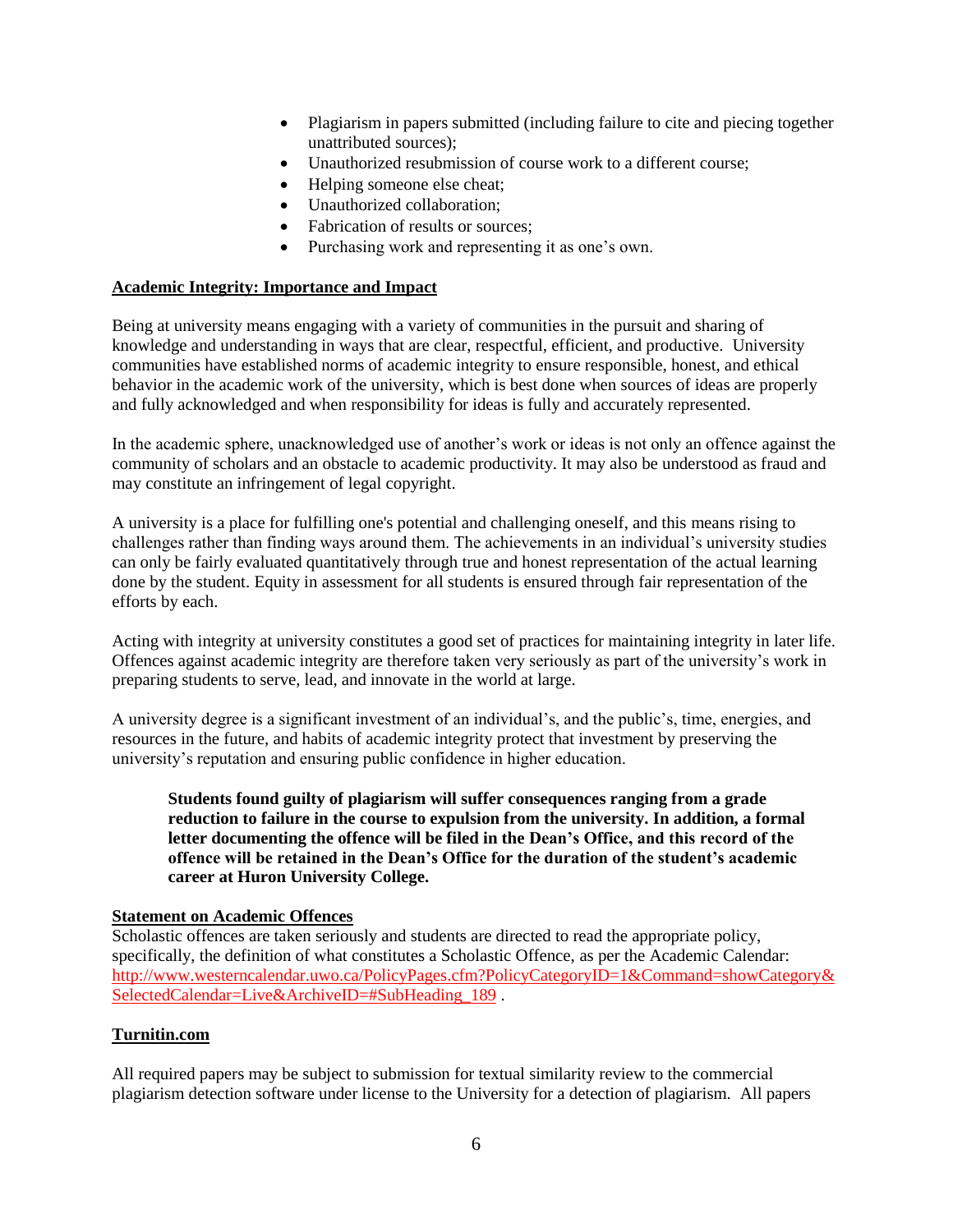- Plagiarism in papers submitted (including failure to cite and piecing together unattributed sources);
- Unauthorized resubmission of course work to a different course;
- Helping someone else cheat;
- Unauthorized collaboration;
- Fabrication of results or sources;
- Purchasing work and representing it as one's own.

## Academic Integrity: Importance and Impact

Being at university means engaging with a variety of communities in the pursuit and sharing of knowledge and understanding in ways that are clear, respectful, efficient, and productive. University communities have established norms of academic integrity to ensure responsible, honest, and ethical behavior in the academic work of the university, which is best done when sources of ideas are properly and fully acknowledged and when responsibility for ideas is fully and accurately represented.

In the academic sphere, unacknowledged use of another's work or ideas is not only an offence against the community of scholars and an obstacle to academic productivity. It may also be understood as fraud and may constitute an infringement of legal copyright.

A university is a place for fulfilling one's potential and challenging oneself, and this means rising to challenges rather than finding ways around them. The achievements in an individual's university studies can only be fairly evaluated quantitatively through true and honest representation of the actual learning done by the student. Equity in assessment for all students is ensured through fair representation of the efforts by each.

Acting with integrity at university constitutes a good set of practices for maintaining integrity in later life. Offences against academic integrity are therefore taken very seriously as part of the university's work in preparing students to serve, lead, and innovate in the world at large.

A university degree is a significant investment of an individual's, and the public's, time, energies, and resources in the future, and habits of academic integrity protect that investment by preserving the university's reputation and ensuring public confidence in higher education.

> **Students found guilty of plagiarism will suffer consequences ranging from a grade reduction to failure in the course to expulsion from the university. In addition, a formal letter documenting the offence will be filed in the Dean's Office, and this record of the offence will be retained in the Dean's Office for the duration of the student's academic career at Huron University College.**

## Statement on Academic Offences

Scholastic offences are taken seriously and students are directed to read the appropriate policy, specifically, the definition of what constitutes a Scholastic Offence, as per the Academic Calendar: http://www.westerncalendar.uwo.ca/PolicyPages.cfm?PolicyCategoryID=1&Command=showCategory&SelectedCalendar=Live&ArchiveID=#SubHeading_189 .

## Turnitin.com

All required papers may be subject to submission for textual similarity review to the commercial plagiarism detection software under license to the University for a detection of plagiarism. All papers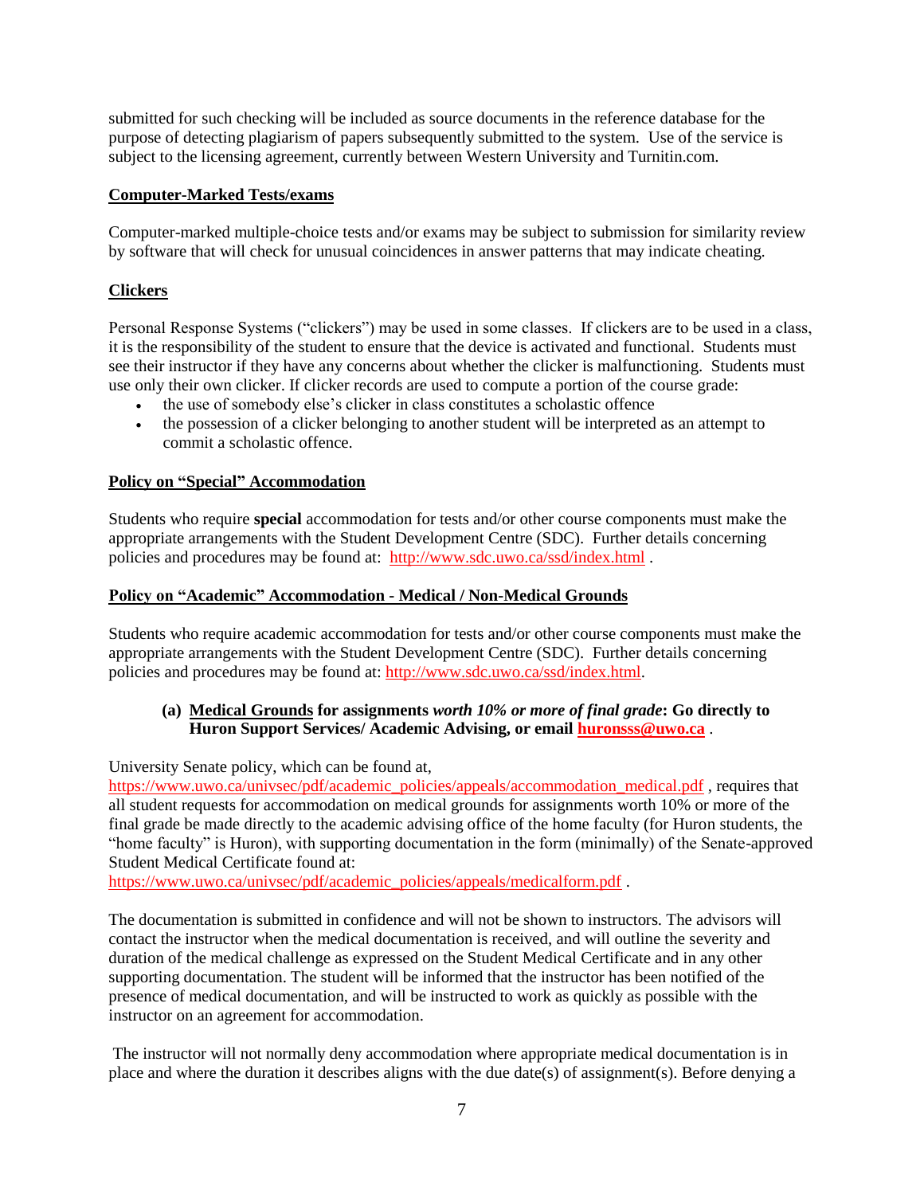submitted for such checking will be included as source documents in the reference database for the purpose of detecting plagiarism of papers subsequently submitted to the system. Use of the service is subject to the licensing agreement, currently between Western University and Turnitin.com.

## Computer-Marked Tests/exams

Computer-marked multiple-choice tests and/or exams may be subject to submission for similarity review by software that will check for unusual coincidences in answer patterns that may indicate cheating.

## Clickers

Personal Response Systems ("clickers") may be used in some classes. If clickers are to be used in a class, it is the responsibility of the student to ensure that the device is activated and functional. Students must see their instructor if they have any concerns about whether the clicker is malfunctioning. Students must use only their own clicker. If clicker records are used to compute a portion of the course grade:

- the use of somebody else's clicker in class constitutes a scholastic offence
- the possession of a clicker belonging to another student will be interpreted as an attempt to commit a scholastic offence.

## Policy on "Special" Accommodation

Students who require **special** accommodation for tests and/or other course components must make the appropriate arrangements with the Student Development Centre (SDC). Further details concerning policies and procedures may be found at: http://www.sdc.uwo.ca/ssd/index.html .

## Policy on "Academic" Accommodation - Medical / Non-Medical Grounds

Students who require academic accommodation for tests and/or other course components must make the appropriate arrangements with the Student Development Centre (SDC). Further details concerning policies and procedures may be found at: http://www.sdc.uwo.ca/ssd/index.html.

**(a) Medical Grounds for assignments *worth 10% or more of final grade*: Go directly to Huron Support Services/ Academic Advising, or email huronsss@uwo.ca .**

University Senate policy, which can be found at, https://www.uwo.ca/univsec/pdf/academic_policies/appeals/accommodation_medical.pdf , requires that all student requests for accommodation on medical grounds for assignments worth 10% or more of the final grade be made directly to the academic advising office of the home faculty (for Huron students, the "home faculty" is Huron), with supporting documentation in the form (minimally) of the Senate-approved Student Medical Certificate found at: https://www.uwo.ca/univsec/pdf/academic_policies/appeals/medicalform.pdf .

The documentation is submitted in confidence and will not be shown to instructors. The advisors will contact the instructor when the medical documentation is received, and will outline the severity and duration of the medical challenge as expressed on the Student Medical Certificate and in any other supporting documentation. The student will be informed that the instructor has been notified of the presence of medical documentation, and will be instructed to work as quickly as possible with the instructor on an agreement for accommodation.

The instructor will not normally deny accommodation where appropriate medical documentation is in place and where the duration it describes aligns with the due date(s) of assignment(s). Before denying a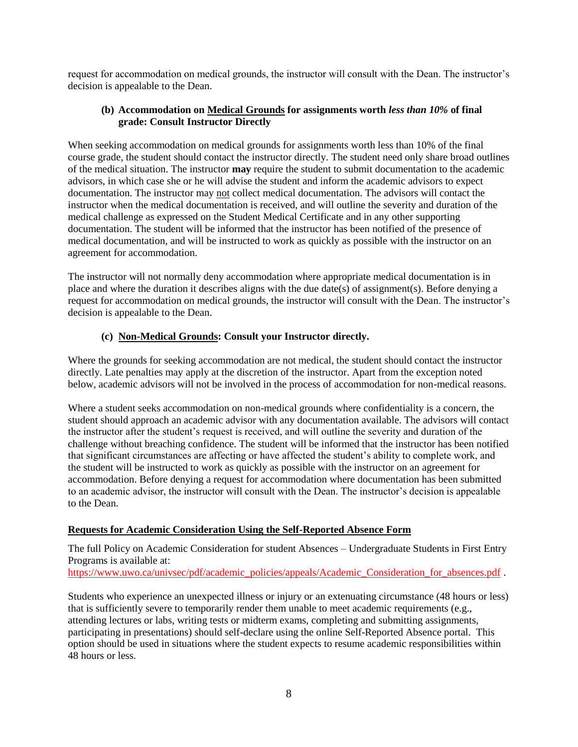request for accommodation on medical grounds, the instructor will consult with the Dean. The instructor's decision is appealable to the Dean.

#### (b) Accommodation on <u>Medical Grounds</u> for assignments worth *less than 10%* of final grade: Consult Instructor Directly

When seeking accommodation on medical grounds for assignments worth less than 10% of the final course grade, the student should contact the instructor directly. The student need only share broad outlines of the medical situation. The instructor **may** require the student to submit documentation to the academic advisors, in which case she or he will advise the student and inform the academic advisors to expect documentation. The instructor may <u>not</u> collect medical documentation. The advisors will contact the instructor when the medical documentation is received, and will outline the severity and duration of the medical challenge as expressed on the Student Medical Certificate and in any other supporting documentation. The student will be informed that the instructor has been notified of the presence of medical documentation, and will be instructed to work as quickly as possible with the instructor on an agreement for accommodation.

The instructor will not normally deny accommodation where appropriate medical documentation is in place and where the duration it describes aligns with the due date(s) of assignment(s). Before denying a request for accommodation on medical grounds, the instructor will consult with the Dean. The instructor's decision is appealable to the Dean.

#### (c) <u>Non-Medical Grounds</u>: Consult your Instructor directly.

Where the grounds for seeking accommodation are not medical, the student should contact the instructor directly. Late penalties may apply at the discretion of the instructor. Apart from the exception noted below, academic advisors will not be involved in the process of accommodation for non-medical reasons.

Where a student seeks accommodation on non-medical grounds where confidentiality is a concern, the student should approach an academic advisor with any documentation available. The advisors will contact the instructor after the student's request is received, and will outline the severity and duration of the challenge without breaching confidence. The student will be informed that the instructor has been notified that significant circumstances are affecting or have affected the student's ability to complete work, and the student will be instructed to work as quickly as possible with the instructor on an agreement for accommodation. Before denying a request for accommodation where documentation has been submitted to an academic advisor, the instructor will consult with the Dean. The instructor's decision is appealable to the Dean.

### <u>Requests for Academic Consideration Using the Self-Reported Absence Form</u>

The full Policy on Academic Consideration for student Absences – Undergraduate Students in First Entry Programs is available at:
https://www.uwo.ca/univsec/pdf/academic_policies/appeals/Academic_Consideration_for_absences.pdf .

Students who experience an unexpected illness or injury or an extenuating circumstance (48 hours or less) that is sufficiently severe to temporarily render them unable to meet academic requirements (e.g., attending lectures or labs, writing tests or midterm exams, completing and submitting assignments, participating in presentations) should self-declare using the online Self-Reported Absence portal. This option should be used in situations where the student expects to resume academic responsibilities within 48 hours or less.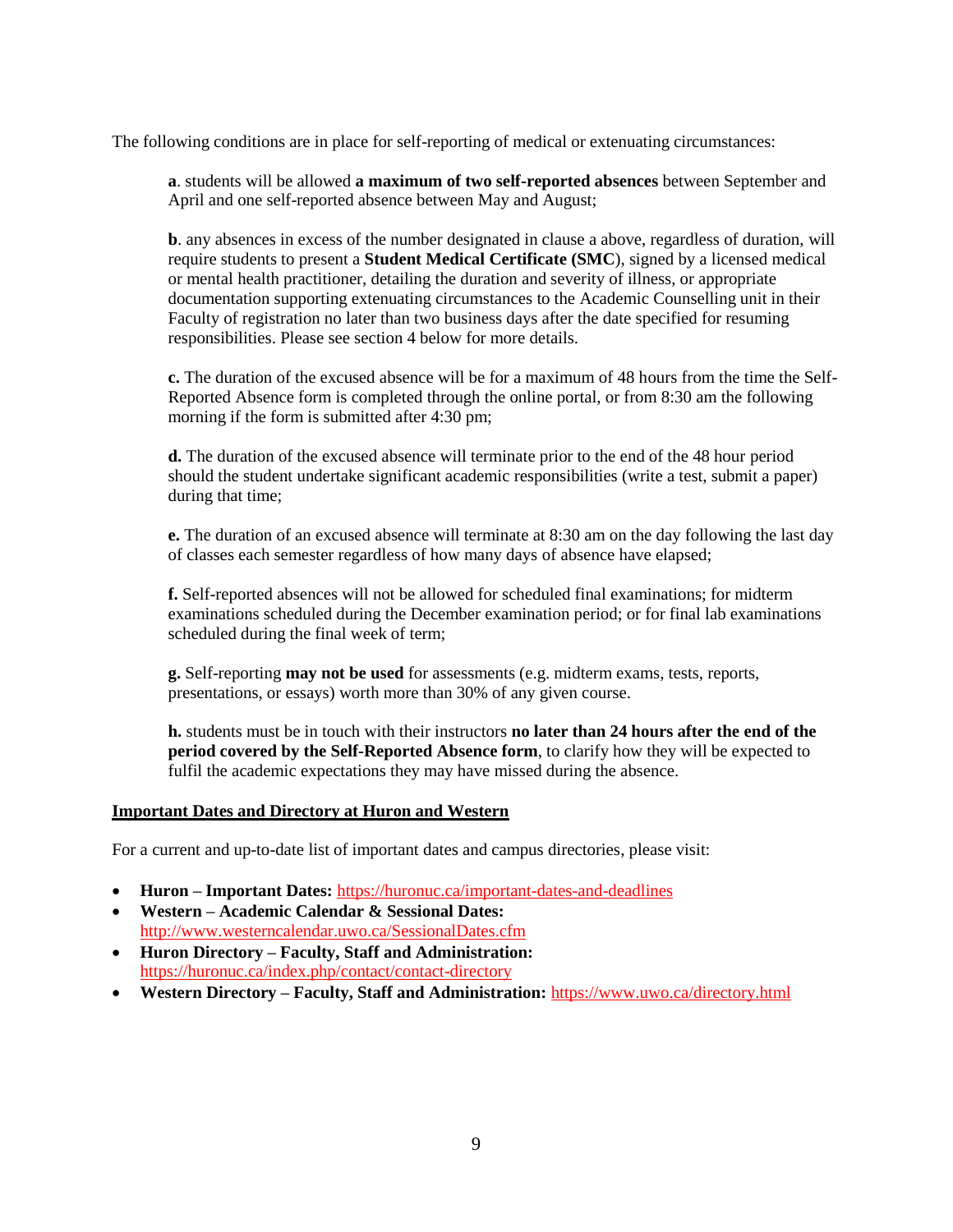The following conditions are in place for self-reporting of medical or extenuating circumstances:

**a**. students will be allowed **a maximum of two self-reported absences** between September and April and one self-reported absence between May and August;

**b**. any absences in excess of the number designated in clause a above, regardless of duration, will require students to present a **Student Medical Certificate (SMC**), signed by a licensed medical or mental health practitioner, detailing the duration and severity of illness, or appropriate documentation supporting extenuating circumstances to the Academic Counselling unit in their Faculty of registration no later than two business days after the date specified for resuming responsibilities. Please see section 4 below for more details.

**c.** The duration of the excused absence will be for a maximum of 48 hours from the time the Self-Reported Absence form is completed through the online portal, or from 8:30 am the following morning if the form is submitted after 4:30 pm;

**d.** The duration of the excused absence will terminate prior to the end of the 48 hour period should the student undertake significant academic responsibilities (write a test, submit a paper) during that time;

**e.** The duration of an excused absence will terminate at 8:30 am on the day following the last day of classes each semester regardless of how many days of absence have elapsed;

**f.** Self-reported absences will not be allowed for scheduled final examinations; for midterm examinations scheduled during the December examination period; or for final lab examinations scheduled during the final week of term;

**g.** Self-reporting **may not be used** for assessments (e.g. midterm exams, tests, reports, presentations, or essays) worth more than 30% of any given course.

**h.** students must be in touch with their instructors **no later than 24 hours after the end of the period covered by the Self-Reported Absence form**, to clarify how they will be expected to fulfil the academic expectations they may have missed during the absence.

## Important Dates and Directory at Huron and Western

For a current and up-to-date list of important dates and campus directories, please visit:

- **Huron – Important Dates:** https://huronuc.ca/important-dates-and-deadlines
- **Western – Academic Calendar & Sessional Dates:** http://www.westerncalendar.uwo.ca/SessionalDates.cfm
- **Huron Directory – Faculty, Staff and Administration:** https://huronuc.ca/index.php/contact/contact-directory
- **Western Directory – Faculty, Staff and Administration:** https://www.uwo.ca/directory.html